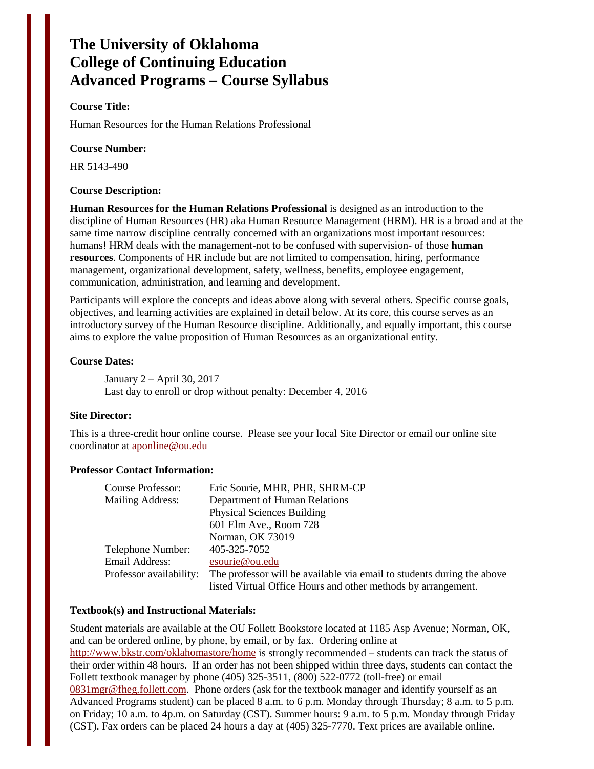# The University of Oklahoma
# College of Continuing Education
# Advanced Programs – Course Syllabus

**Course Title:**

Human Resources for the Human Relations Professional

**Course Number:**

HR 5143-490

**Course Description:**

**Human Resources for the Human Relations Professional** is designed as an introduction to the discipline of Human Resources (HR) aka Human Resource Management (HRM). HR is a broad and at the same time narrow discipline centrally concerned with an organizations most important resources: humans! HRM deals with the management-not to be confused with supervision- of those **human resources**. Components of HR include but are not limited to compensation, hiring, performance management, organizational development, safety, wellness, benefits, employee engagement, communication, administration, and learning and development.

Participants will explore the concepts and ideas above along with several others. Specific course goals, objectives, and learning activities are explained in detail below. At its core, this course serves as an introductory survey of the Human Resource discipline. Additionally, and equally important, this course aims to explore the value proposition of Human Resources as an organizational entity.

**Course Dates:**

January 2 – April 30, 2017
Last day to enroll or drop without penalty: December 4, 2016

**Site Director:**

This is a three-credit hour online course. Please see your local Site Director or email our online site coordinator at aponline@ou.edu

**Professor Contact Information:**

| | |
|---|---|
| Course Professor: | Eric Sourie, MHR, PHR, SHRM-CP |
| Mailing Address: | Department of Human Relations<br>Physical Sciences Building<br>601 Elm Ave., Room 728<br>Norman, OK 73019 |
| Telephone Number: | 405-325-7052 |
| Email Address: | esourie@ou.edu |
| Professor availability: | The professor will be available via email to students during the above listed Virtual Office Hours and other methods by arrangement. |

**Textbook(s) and Instructional Materials:**

Student materials are available at the OU Follett Bookstore located at 1185 Asp Avenue; Norman, OK, and can be ordered online, by phone, by email, or by fax. Ordering online at http://www.bkstr.com/oklahomastore/home is strongly recommended – students can track the status of their order within 48 hours. If an order has not been shipped within three days, students can contact the Follett textbook manager by phone (405) 325-3511, (800) 522-0772 (toll-free) or email 0831mgr@fheg.follett.com. Phone orders (ask for the textbook manager and identify yourself as an Advanced Programs student) can be placed 8 a.m. to 6 p.m. Monday through Thursday; 8 a.m. to 5 p.m. on Friday; 10 a.m. to 4p.m. on Saturday (CST). Summer hours: 9 a.m. to 5 p.m. Monday through Friday (CST). Fax orders can be placed 24 hours a day at (405) 325-7770. Text prices are available online.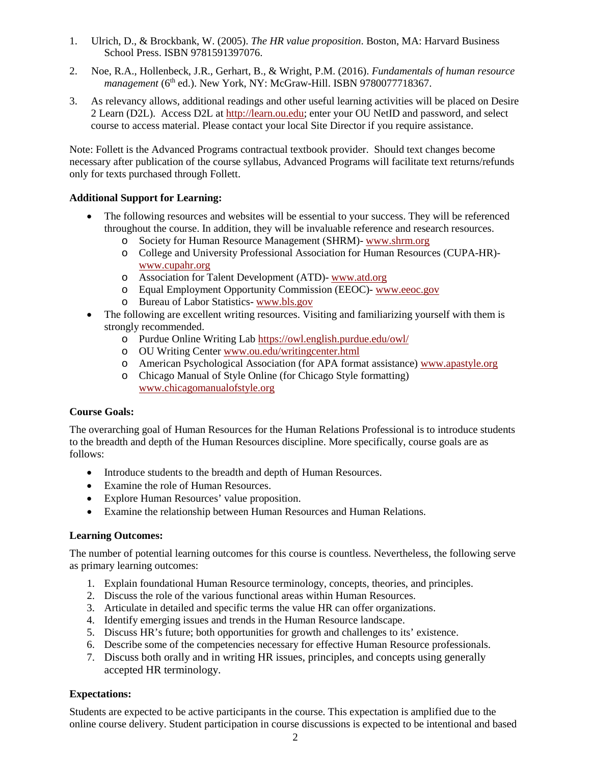1. Ulrich, D., & Brockbank, W. (2005). *The HR value proposition*. Boston, MA: Harvard Business School Press. ISBN 9781591397076.

2. Noe, R.A., Hollenbeck, J.R., Gerhart, B., & Wright, P.M. (2016). *Fundamentals of human resource management* (6th ed.). New York, NY: McGraw-Hill. ISBN 9780077718367.

3. As relevancy allows, additional readings and other useful learning activities will be placed on Desire 2 Learn (D2L). Access D2L at http://learn.ou.edu; enter your OU NetID and password, and select course to access material. Please contact your local Site Director if you require assistance.

Note: Follett is the Advanced Programs contractual textbook provider. Should text changes become necessary after publication of the course syllabus, Advanced Programs will facilitate text returns/refunds only for texts purchased through Follett.

**Additional Support for Learning:**

- The following resources and websites will be essential to your success. They will be referenced throughout the course. In addition, they will be invaluable reference and research resources.
  - Society for Human Resource Management (SHRM)- www.shrm.org
  - College and University Professional Association for Human Resources (CUPA-HR)- www.cupahr.org
  - Association for Talent Development (ATD)- www.atd.org
  - Equal Employment Opportunity Commission (EEOC)- www.eeoc.gov
  - Bureau of Labor Statistics- www.bls.gov
- The following are excellent writing resources. Visiting and familiarizing yourself with them is strongly recommended.
  - Purdue Online Writing Lab https://owl.english.purdue.edu/owl/
  - OU Writing Center www.ou.edu/writingcenter.html
  - American Psychological Association (for APA format assistance) www.apastyle.org
  - Chicago Manual of Style Online (for Chicago Style formatting) www.chicagomanualofstyle.org

**Course Goals:**

The overarching goal of Human Resources for the Human Relations Professional is to introduce students to the breadth and depth of the Human Resources discipline. More specifically, course goals are as follows:

- Introduce students to the breadth and depth of Human Resources.
- Examine the role of Human Resources.
- Explore Human Resources' value proposition.
- Examine the relationship between Human Resources and Human Relations.

**Learning Outcomes:**

The number of potential learning outcomes for this course is countless. Nevertheless, the following serve as primary learning outcomes:

1. Explain foundational Human Resource terminology, concepts, theories, and principles.
2. Discuss the role of the various functional areas within Human Resources.
3. Articulate in detailed and specific terms the value HR can offer organizations.
4. Identify emerging issues and trends in the Human Resource landscape.
5. Discuss HR's future; both opportunities for growth and challenges to its' existence.
6. Describe some of the competencies necessary for effective Human Resource professionals.
7. Discuss both orally and in writing HR issues, principles, and concepts using generally accepted HR terminology.

**Expectations:**

Students are expected to be active participants in the course. This expectation is amplified due to the online course delivery. Student participation in course discussions is expected to be intentional and based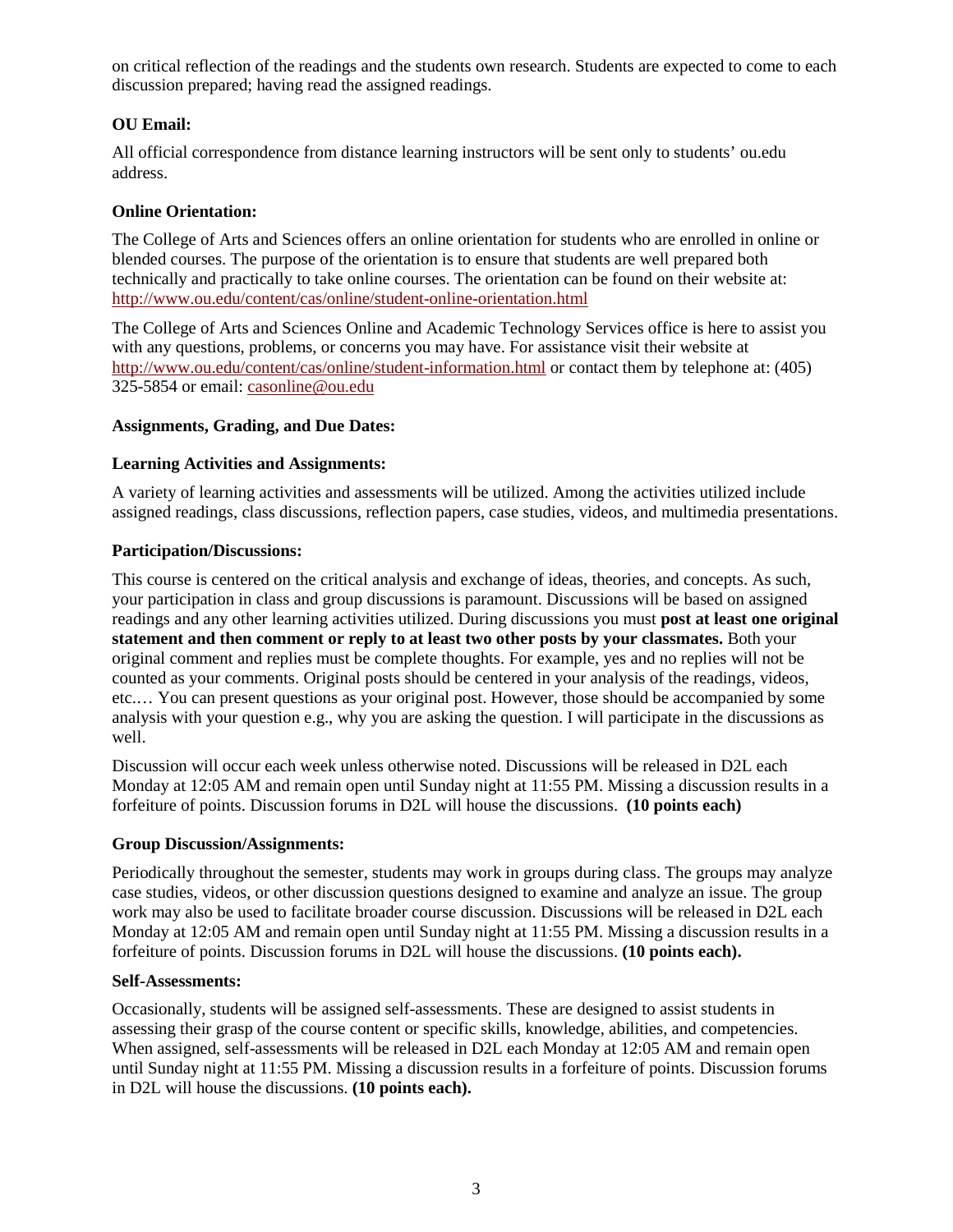on critical reflection of the readings and the students own research. Students are expected to come to each discussion prepared; having read the assigned readings.

**OU Email:**

All official correspondence from distance learning instructors will be sent only to students' ou.edu address.

**Online Orientation:**

The College of Arts and Sciences offers an online orientation for students who are enrolled in online or blended courses. The purpose of the orientation is to ensure that students are well prepared both technically and practically to take online courses. The orientation can be found on their website at: http://www.ou.edu/content/cas/online/student-online-orientation.html

The College of Arts and Sciences Online and Academic Technology Services office is here to assist you with any questions, problems, or concerns you may have. For assistance visit their website at http://www.ou.edu/content/cas/online/student-information.html or contact them by telephone at: (405) 325-5854 or email: casonline@ou.edu

**Assignments, Grading, and Due Dates:**

**Learning Activities and Assignments:**

A variety of learning activities and assessments will be utilized. Among the activities utilized include assigned readings, class discussions, reflection papers, case studies, videos, and multimedia presentations.

**Participation/Discussions:**

This course is centered on the critical analysis and exchange of ideas, theories, and concepts. As such, your participation in class and group discussions is paramount. Discussions will be based on assigned readings and any other learning activities utilized. During discussions you must **post at least one original statement and then comment or reply to at least two other posts by your classmates.** Both your original comment and replies must be complete thoughts. For example, yes and no replies will not be counted as your comments. Original posts should be centered in your analysis of the readings, videos, etc.… You can present questions as your original post. However, those should be accompanied by some analysis with your question e.g., why you are asking the question. I will participate in the discussions as well.

Discussion will occur each week unless otherwise noted. Discussions will be released in D2L each Monday at 12:05 AM and remain open until Sunday night at 11:55 PM. Missing a discussion results in a forfeiture of points. Discussion forums in D2L will house the discussions. **(10 points each)**

**Group Discussion/Assignments:**

Periodically throughout the semester, students may work in groups during class. The groups may analyze case studies, videos, or other discussion questions designed to examine and analyze an issue. The group work may also be used to facilitate broader course discussion. Discussions will be released in D2L each Monday at 12:05 AM and remain open until Sunday night at 11:55 PM. Missing a discussion results in a forfeiture of points. Discussion forums in D2L will house the discussions. **(10 points each).**

**Self-Assessments:**

Occasionally, students will be assigned self-assessments. These are designed to assist students in assessing their grasp of the course content or specific skills, knowledge, abilities, and competencies. When assigned, self-assessments will be released in D2L each Monday at 12:05 AM and remain open until Sunday night at 11:55 PM. Missing a discussion results in a forfeiture of points. Discussion forums in D2L will house the discussions. **(10 points each).**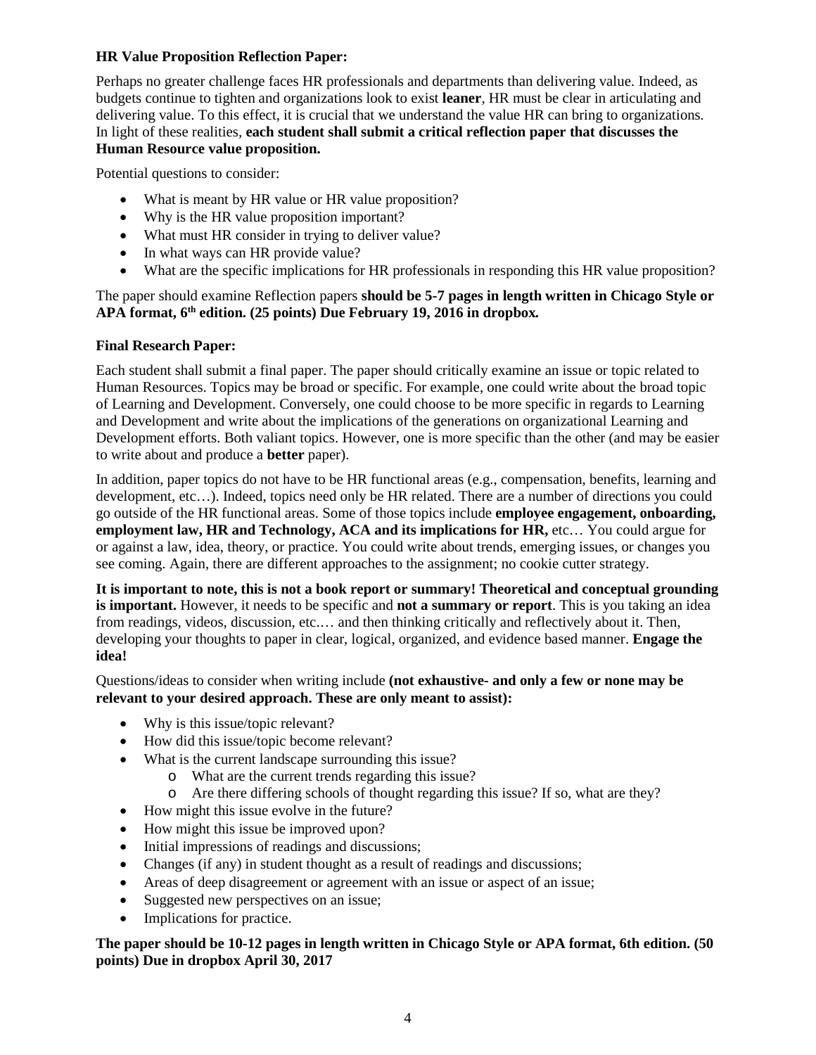**HR Value Proposition Reflection Paper:**

Perhaps no greater challenge faces HR professionals and departments than delivering value. Indeed, as budgets continue to tighten and organizations look to exist **leaner**, HR must be clear in articulating and delivering value. To this effect, it is crucial that we understand the value HR can bring to organizations. In light of these realities, **each student shall submit a critical reflection paper that discusses the Human Resource value proposition.**

Potential questions to consider:

- What is meant by HR value or HR value proposition?
- Why is the HR value proposition important?
- What must HR consider in trying to deliver value?
- In what ways can HR provide value?
- What are the specific implications for HR professionals in responding this HR value proposition?

The paper should examine Reflection papers **should be 5-7 pages in length written in Chicago Style or APA format, 6th edition. (25 points) Due February 19, 2016 in dropbox.**

**Final Research Paper:**

Each student shall submit a final paper. The paper should critically examine an issue or topic related to Human Resources. Topics may be broad or specific. For example, one could write about the broad topic of Learning and Development. Conversely, one could choose to be more specific in regards to Learning and Development and write about the implications of the generations on organizational Learning and Development efforts. Both valiant topics. However, one is more specific than the other (and may be easier to write about and produce a **better** paper).

In addition, paper topics do not have to be HR functional areas (e.g., compensation, benefits, learning and development, etc…). Indeed, topics need only be HR related. There are a number of directions you could go outside of the HR functional areas. Some of those topics include **employee engagement, onboarding, employment law, HR and Technology, ACA and its implications for HR,** etc… You could argue for or against a law, idea, theory, or practice. You could write about trends, emerging issues, or changes you see coming. Again, there are different approaches to the assignment; no cookie cutter strategy.

**It is important to note, this is not a book report or summary! Theoretical and conceptual grounding is important.** However, it needs to be specific and **not a summary or report**. This is you taking an idea from readings, videos, discussion, etc.… and then thinking critically and reflectively about it. Then, developing your thoughts to paper in clear, logical, organized, and evidence based manner. **Engage the idea!**

Questions/ideas to consider when writing include **(not exhaustive- and only a few or none may be relevant to your desired approach. These are only meant to assist):**

- Why is this issue/topic relevant?
- How did this issue/topic become relevant?
- What is the current landscape surrounding this issue?
    - What are the current trends regarding this issue?
    - Are there differing schools of thought regarding this issue? If so, what are they?
- How might this issue evolve in the future?
- How might this issue be improved upon?
- Initial impressions of readings and discussions;
- Changes (if any) in student thought as a result of readings and discussions;
- Areas of deep disagreement or agreement with an issue or aspect of an issue;
- Suggested new perspectives on an issue;
- Implications for practice.

**The paper should be 10-12 pages in length written in Chicago Style or APA format, 6th edition. (50 points) Due in dropbox April 30, 2017**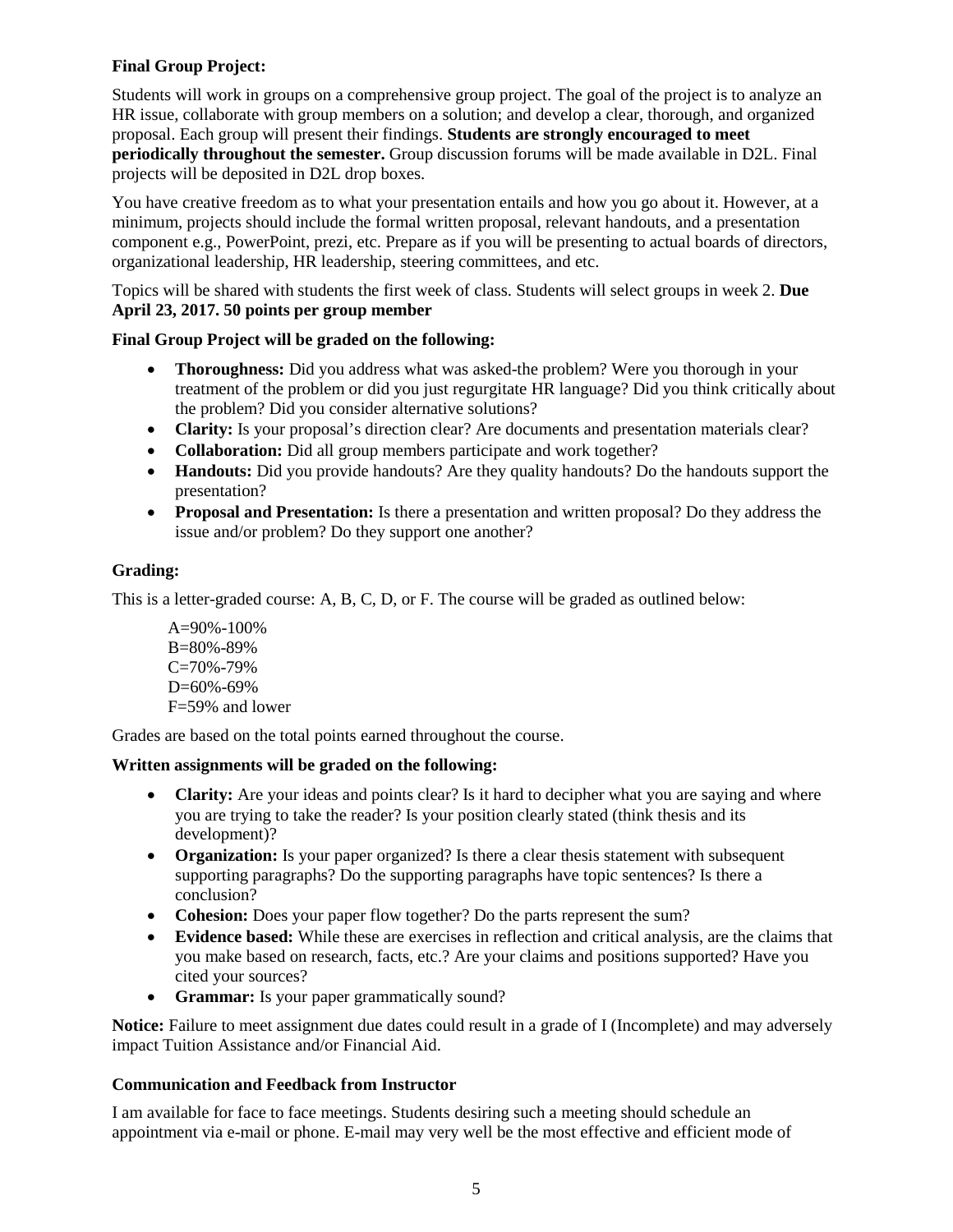**Final Group Project:**

Students will work in groups on a comprehensive group project. The goal of the project is to analyze an HR issue, collaborate with group members on a solution; and develop a clear, thorough, and organized proposal. Each group will present their findings. **Students are strongly encouraged to meet periodically throughout the semester.** Group discussion forums will be made available in D2L. Final projects will be deposited in D2L drop boxes.

You have creative freedom as to what your presentation entails and how you go about it. However, at a minimum, projects should include the formal written proposal, relevant handouts, and a presentation component e.g., PowerPoint, prezi, etc. Prepare as if you will be presenting to actual boards of directors, organizational leadership, HR leadership, steering committees, and etc.

Topics will be shared with students the first week of class. Students will select groups in week 2. **Due April 23, 2017. 50 points per group member**

**Final Group Project will be graded on the following:**

- **Thoroughness:** Did you address what was asked-the problem? Were you thorough in your treatment of the problem or did you just regurgitate HR language? Did you think critically about the problem? Did you consider alternative solutions?
- **Clarity:** Is your proposal's direction clear? Are documents and presentation materials clear?
- **Collaboration:** Did all group members participate and work together?
- **Handouts:** Did you provide handouts? Are they quality handouts? Do the handouts support the presentation?
- **Proposal and Presentation:** Is there a presentation and written proposal? Do they address the issue and/or problem? Do they support one another?

**Grading:**

This is a letter-graded course: A, B, C, D, or F. The course will be graded as outlined below:

A=90%-100%
B=80%-89%
C=70%-79%
D=60%-69%
F=59% and lower

Grades are based on the total points earned throughout the course.

**Written assignments will be graded on the following:**

- **Clarity:** Are your ideas and points clear? Is it hard to decipher what you are saying and where you are trying to take the reader? Is your position clearly stated (think thesis and its development)?
- **Organization:** Is your paper organized? Is there a clear thesis statement with subsequent supporting paragraphs? Do the supporting paragraphs have topic sentences? Is there a conclusion?
- **Cohesion:** Does your paper flow together? Do the parts represent the sum?
- **Evidence based:** While these are exercises in reflection and critical analysis, are the claims that you make based on research, facts, etc.? Are your claims and positions supported? Have you cited your sources?
- **Grammar:** Is your paper grammatically sound?

**Notice:** Failure to meet assignment due dates could result in a grade of I (Incomplete) and may adversely impact Tuition Assistance and/or Financial Aid.

**Communication and Feedback from Instructor**

I am available for face to face meetings. Students desiring such a meeting should schedule an appointment via e-mail or phone. E-mail may very well be the most effective and efficient mode of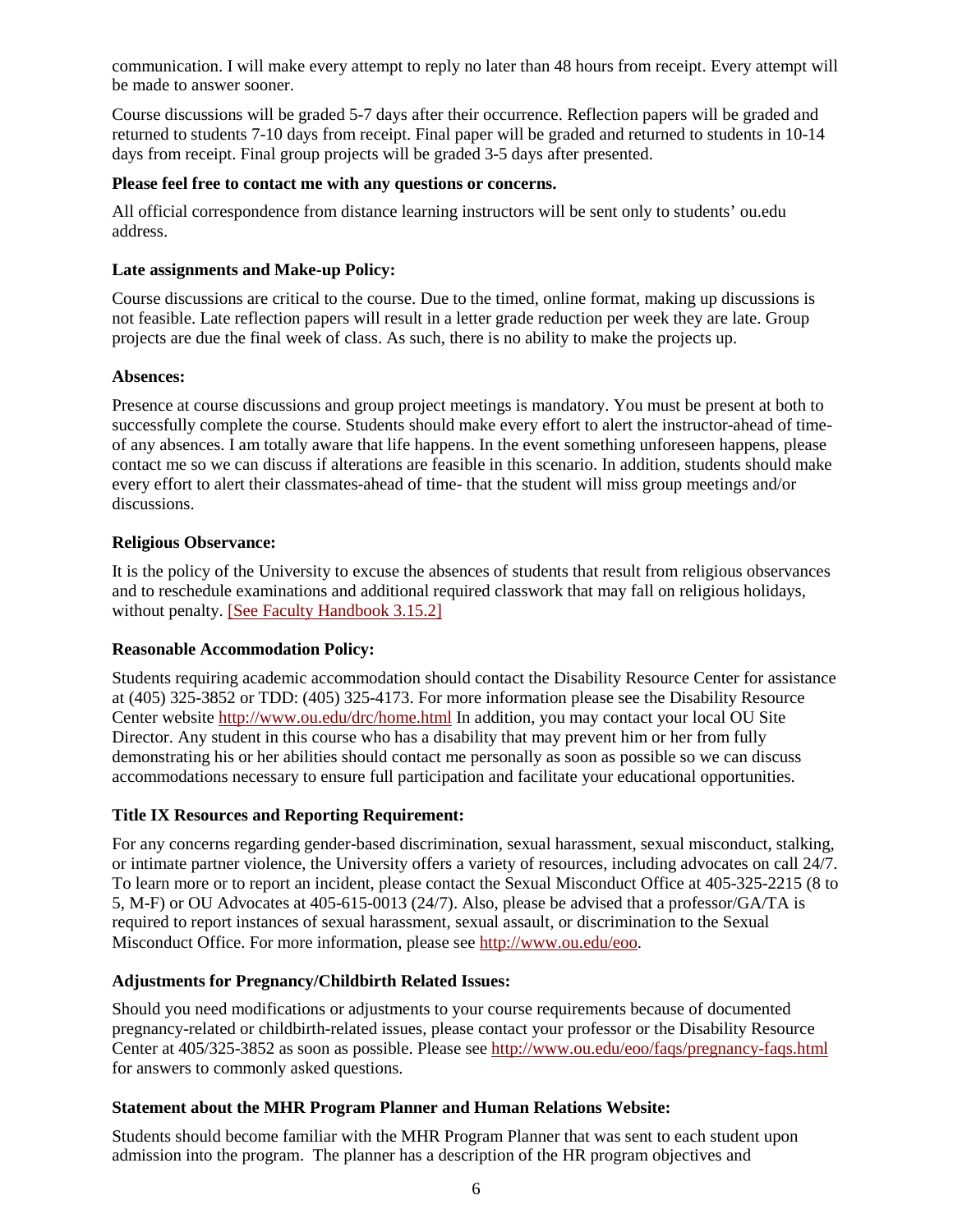communication. I will make every attempt to reply no later than 48 hours from receipt. Every attempt will be made to answer sooner.

Course discussions will be graded 5-7 days after their occurrence. Reflection papers will be graded and returned to students 7-10 days from receipt. Final paper will be graded and returned to students in 10-14 days from receipt. Final group projects will be graded 3-5 days after presented.

**Please feel free to contact me with any questions or concerns.**

All official correspondence from distance learning instructors will be sent only to students' ou.edu address.

**Late assignments and Make-up Policy:**

Course discussions are critical to the course. Due to the timed, online format, making up discussions is not feasible. Late reflection papers will result in a letter grade reduction per week they are late. Group projects are due the final week of class. As such, there is no ability to make the projects up.

**Absences:**

Presence at course discussions and group project meetings is mandatory. You must be present at both to successfully complete the course. Students should make every effort to alert the instructor-ahead of time-of any absences. I am totally aware that life happens. In the event something unforeseen happens, please contact me so we can discuss if alterations are feasible in this scenario. In addition, students should make every effort to alert their classmates-ahead of time- that the student will miss group meetings and/or discussions.

**Religious Observance:**

It is the policy of the University to excuse the absences of students that result from religious observances and to reschedule examinations and additional required classwork that may fall on religious holidays, without penalty. [See Faculty Handbook 3.15.2]

**Reasonable Accommodation Policy:**

Students requiring academic accommodation should contact the Disability Resource Center for assistance at (405) 325-3852 or TDD: (405) 325-4173. For more information please see the Disability Resource Center website http://www.ou.edu/drc/home.html In addition, you may contact your local OU Site Director. Any student in this course who has a disability that may prevent him or her from fully demonstrating his or her abilities should contact me personally as soon as possible so we can discuss accommodations necessary to ensure full participation and facilitate your educational opportunities.

**Title IX Resources and Reporting Requirement:**

For any concerns regarding gender-based discrimination, sexual harassment, sexual misconduct, stalking, or intimate partner violence, the University offers a variety of resources, including advocates on call 24/7. To learn more or to report an incident, please contact the Sexual Misconduct Office at 405-325-2215 (8 to 5, M-F) or OU Advocates at 405-615-0013 (24/7). Also, please be advised that a professor/GA/TA is required to report instances of sexual harassment, sexual assault, or discrimination to the Sexual Misconduct Office. For more information, please see http://www.ou.edu/eoo.

**Adjustments for Pregnancy/Childbirth Related Issues:**

Should you need modifications or adjustments to your course requirements because of documented pregnancy-related or childbirth-related issues, please contact your professor or the Disability Resource Center at 405/325-3852 as soon as possible. Please see http://www.ou.edu/eoo/faqs/pregnancy-faqs.html for answers to commonly asked questions.

**Statement about the MHR Program Planner and Human Relations Website:**

Students should become familiar with the MHR Program Planner that was sent to each student upon admission into the program. The planner has a description of the HR program objectives and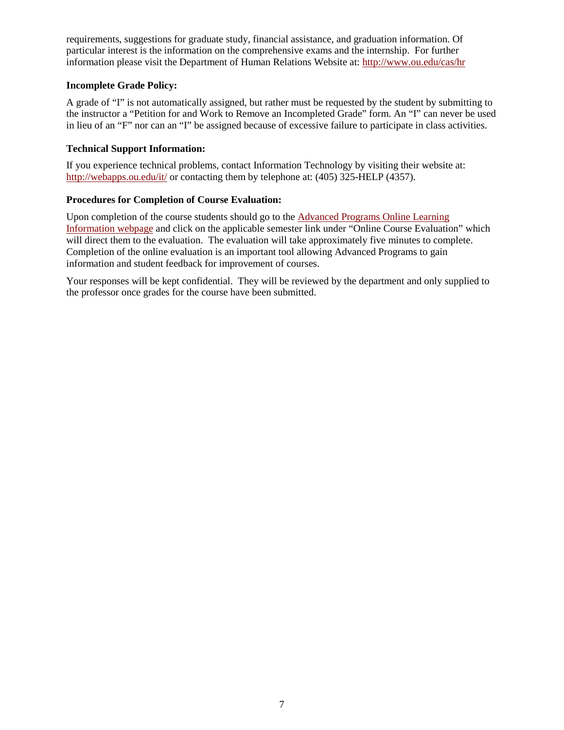requirements, suggestions for graduate study, financial assistance, and graduation information. Of particular interest is the information on the comprehensive exams and the internship. For further information please visit the Department of Human Relations Website at: [http://www.ou.edu/cas/hr](http://www.ou.edu/cas/hr)

**Incomplete Grade Policy:**

A grade of "I" is not automatically assigned, but rather must be requested by the student by submitting to the instructor a "Petition for and Work to Remove an Incompleted Grade" form. An "I" can never be used in lieu of an "F" nor can an "I" be assigned because of excessive failure to participate in class activities.

**Technical Support Information:**

If you experience technical problems, contact Information Technology by visiting their website at: [http://webapps.ou.edu/it/](http://webapps.ou.edu/it/) or contacting them by telephone at: (405) 325-HELP (4357).

**Procedures for Completion of Course Evaluation:**

Upon completion of the course students should go to the Advanced Programs Online Learning Information webpage and click on the applicable semester link under "Online Course Evaluation" which will direct them to the evaluation. The evaluation will take approximately five minutes to complete. Completion of the online evaluation is an important tool allowing Advanced Programs to gain information and student feedback for improvement of courses.

Your responses will be kept confidential. They will be reviewed by the department and only supplied to the professor once grades for the course have been submitted.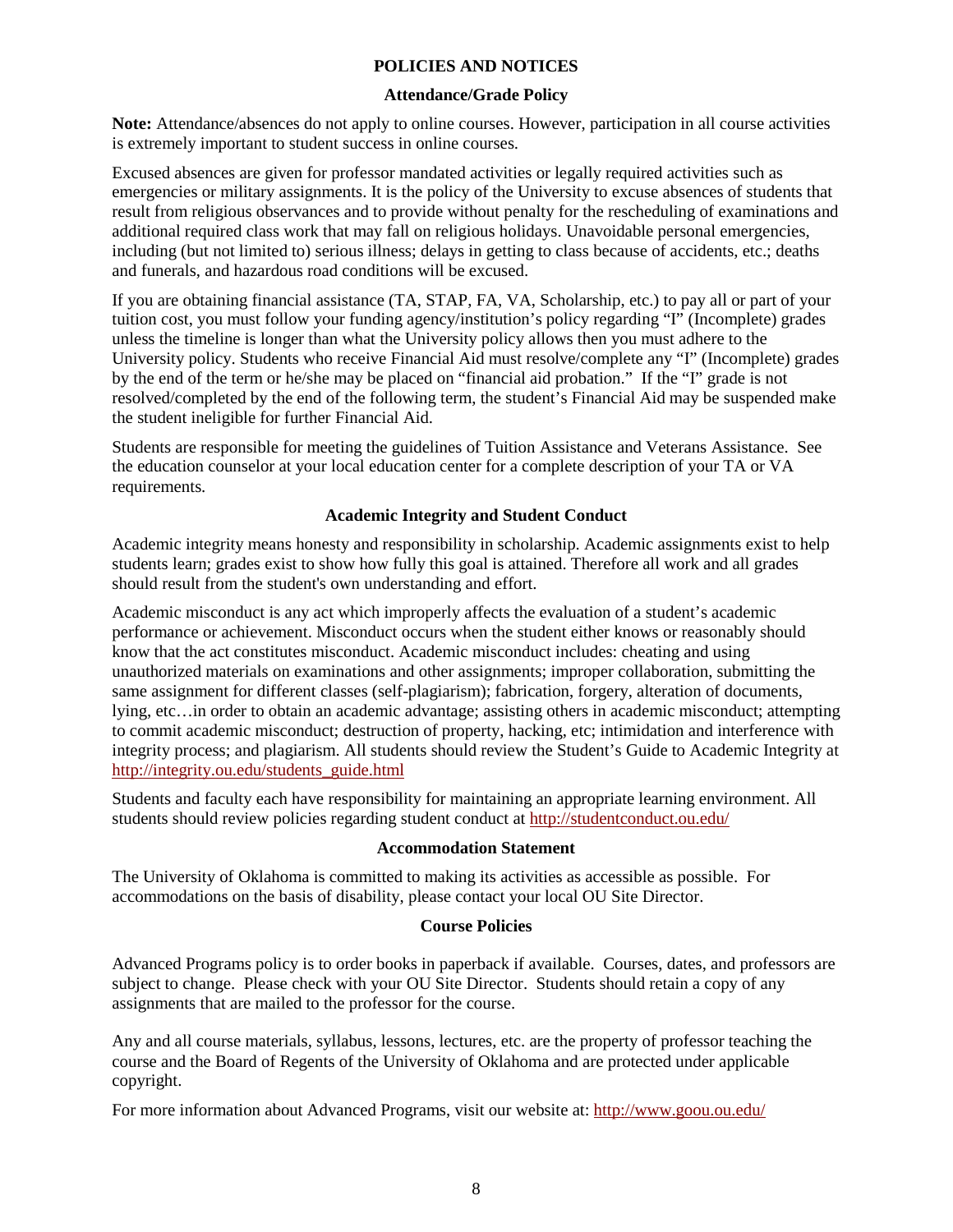# POLICIES AND NOTICES

## Attendance/Grade Policy

**Note:** Attendance/absences do not apply to online courses. However, participation in all course activities is extremely important to student success in online courses.

Excused absences are given for professor mandated activities or legally required activities such as emergencies or military assignments. It is the policy of the University to excuse absences of students that result from religious observances and to provide without penalty for the rescheduling of examinations and additional required class work that may fall on religious holidays. Unavoidable personal emergencies, including (but not limited to) serious illness; delays in getting to class because of accidents, etc.; deaths and funerals, and hazardous road conditions will be excused.

If you are obtaining financial assistance (TA, STAP, FA, VA, Scholarship, etc.) to pay all or part of your tuition cost, you must follow your funding agency/institution's policy regarding "I" (Incomplete) grades unless the timeline is longer than what the University policy allows then you must adhere to the University policy. Students who receive Financial Aid must resolve/complete any "I" (Incomplete) grades by the end of the term or he/she may be placed on "financial aid probation." If the "I" grade is not resolved/completed by the end of the following term, the student's Financial Aid may be suspended make the student ineligible for further Financial Aid.

Students are responsible for meeting the guidelines of Tuition Assistance and Veterans Assistance. See the education counselor at your local education center for a complete description of your TA or VA requirements.

## Academic Integrity and Student Conduct

Academic integrity means honesty and responsibility in scholarship. Academic assignments exist to help students learn; grades exist to show how fully this goal is attained. Therefore all work and all grades should result from the student's own understanding and effort.

Academic misconduct is any act which improperly affects the evaluation of a student's academic performance or achievement. Misconduct occurs when the student either knows or reasonably should know that the act constitutes misconduct. Academic misconduct includes: cheating and using unauthorized materials on examinations and other assignments; improper collaboration, submitting the same assignment for different classes (self-plagiarism); fabrication, forgery, alteration of documents, lying, etc…in order to obtain an academic advantage; assisting others in academic misconduct; attempting to commit academic misconduct; destruction of property, hacking, etc; intimidation and interference with integrity process; and plagiarism. All students should review the Student's Guide to Academic Integrity at http://integrity.ou.edu/students_guide.html

Students and faculty each have responsibility for maintaining an appropriate learning environment. All students should review policies regarding student conduct at http://studentconduct.ou.edu/

## Accommodation Statement

The University of Oklahoma is committed to making its activities as accessible as possible. For accommodations on the basis of disability, please contact your local OU Site Director.

## Course Policies

Advanced Programs policy is to order books in paperback if available. Courses, dates, and professors are subject to change. Please check with your OU Site Director. Students should retain a copy of any assignments that are mailed to the professor for the course.

Any and all course materials, syllabus, lessons, lectures, etc. are the property of professor teaching the course and the Board of Regents of the University of Oklahoma and are protected under applicable copyright.

For more information about Advanced Programs, visit our website at: http://www.goou.ou.edu/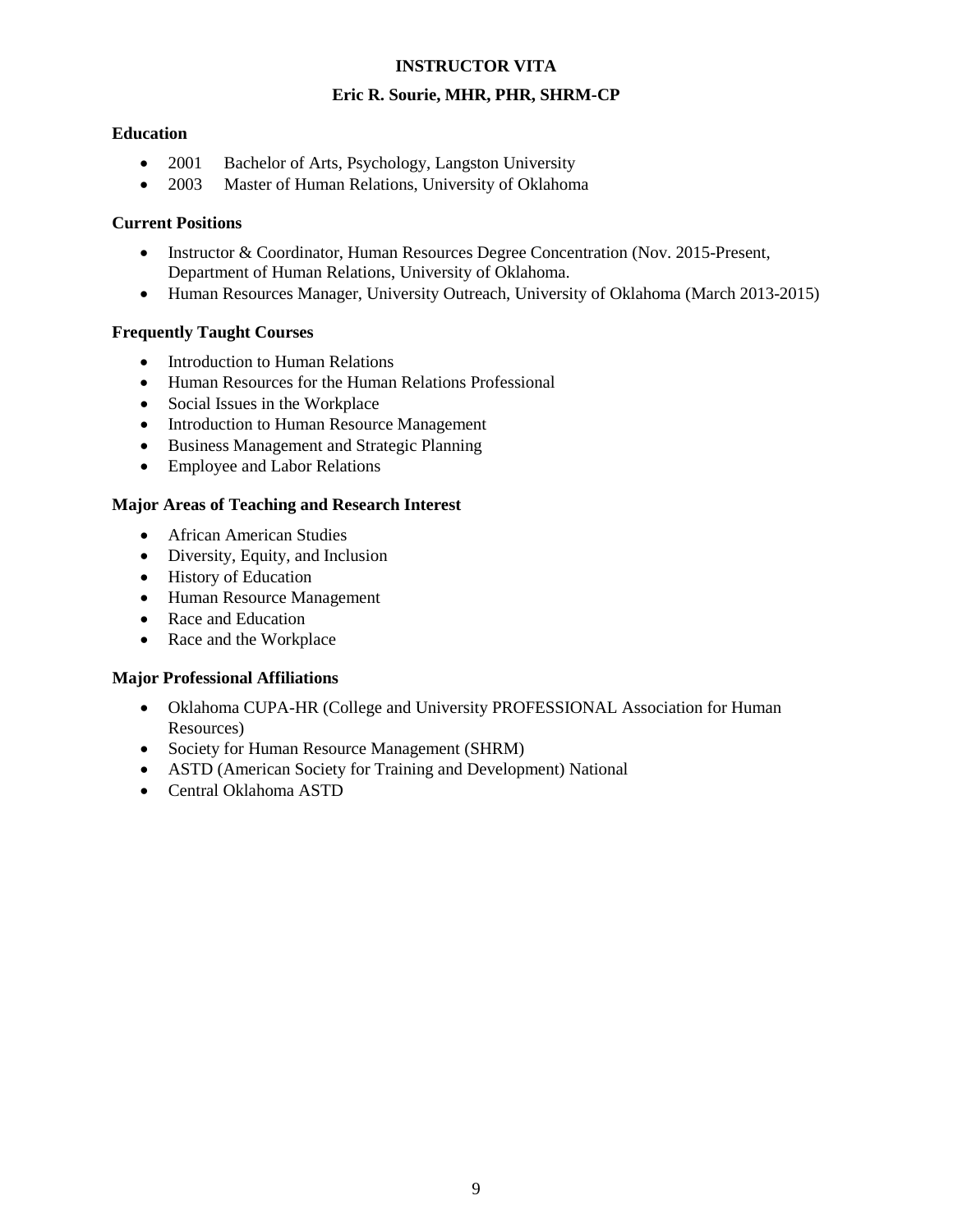# INSTRUCTOR VITA

## Eric R. Sourie, MHR, PHR, SHRM-CP

### Education

- 2001 Bachelor of Arts, Psychology, Langston University
- 2003 Master of Human Relations, University of Oklahoma

### Current Positions

- Instructor & Coordinator, Human Resources Degree Concentration (Nov. 2015-Present, Department of Human Relations, University of Oklahoma.
- Human Resources Manager, University Outreach, University of Oklahoma (March 2013-2015)

### Frequently Taught Courses

- Introduction to Human Relations
- Human Resources for the Human Relations Professional
- Social Issues in the Workplace
- Introduction to Human Resource Management
- Business Management and Strategic Planning
- Employee and Labor Relations

### Major Areas of Teaching and Research Interest

- African American Studies
- Diversity, Equity, and Inclusion
- History of Education
- Human Resource Management
- Race and Education
- Race and the Workplace

### Major Professional Affiliations

- Oklahoma CUPA-HR (College and University PROFESSIONAL Association for Human Resources)
- Society for Human Resource Management (SHRM)
- ASTD (American Society for Training and Development) National
- Central Oklahoma ASTD